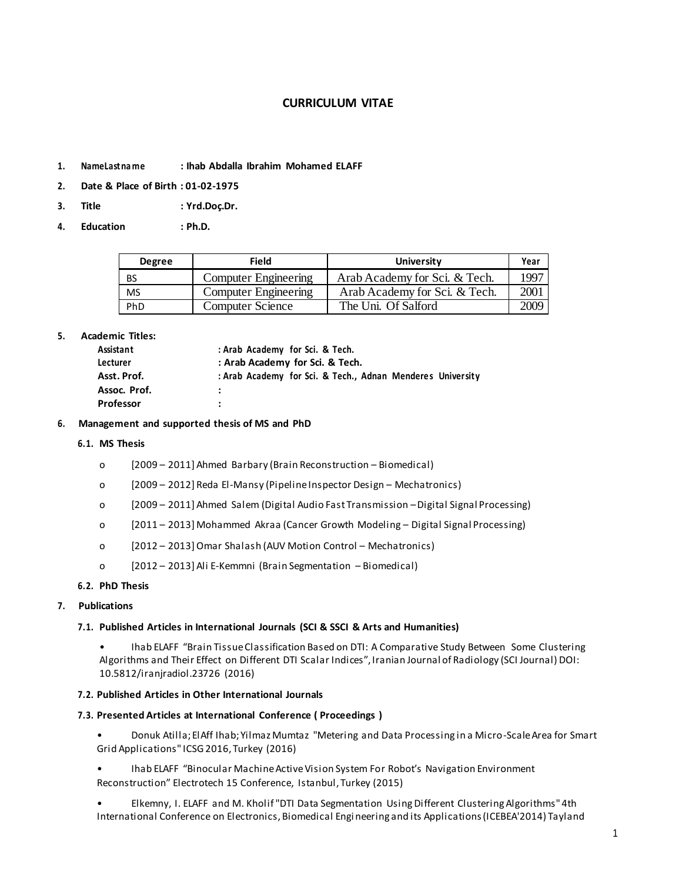# CURRICULUM VITAE

1. **NameLastname : Ihab Abdalla Ibrahim Mohamed ELAFF**
2. **Date & Place of Birth : 01-02-1975**
3. **Title : Yrd.Doç.Dr.**
4. **Education : Ph.D.**

| Degree | Field | University | Year |
|---|---|---|---|
| BS | Computer Engineering | Arab Academy for Sci. & Tech. | 1997 |
| MS | Computer Engineering | Arab Academy for Sci. & Tech. | 2001 |
| PhD | Computer Science | The Uni. Of Salford | 2009 |

5. **Academic Titles:**

| | |
|---|---|
| **Assistant** | **: Arab Academy for Sci. & Tech.** |
| **Lecturer** | **: Arab Academy for Sci. & Tech.** |
| **Asst. Prof.** | **: Arab Academy for Sci. & Tech., Adnan Menderes University** |
| **Assoc. Prof.** | **:** |
| **Professor** | **:** |

6. **Management and supported thesis of MS and PhD**

**6.1. MS Thesis**

- [2009 – 2011] Ahmed Barbary (Brain Reconstruction – Biomedical)
- [2009 – 2012] Reda El-Mansy (Pipeline Inspector Design – Mechatronics)
- [2009 – 2011] Ahmed Salem (Digital Audio Fast Transmission – Digital Signal Processing)
- [2011 – 2013] Mohammed Akraa (Cancer Growth Modeling – Digital Signal Processing)
- [2012 – 2013] Omar Shalash (AUV Motion Control – Mechatronics)
- [2012 – 2013] Ali E-Kemmni (Brain Segmentation – Biomedical)

**6.2. PhD Thesis**

7. **Publications**

**7.1. Published Articles in International Journals (SCI & SSCI & Arts and Humanities)**

- Ihab ELAFF "Brain Tissue Classification Based on DTI: A Comparative Study Between Some Clustering Algorithms and Their Effect on Different DTI Scalar Indices", Iranian Journal of Radiology (SCI Journal) DOI: 10.5812/iranjradiol.23726 (2016)

**7.2. Published Articles in Other International Journals**

**7.3. Presented Articles at International Conference ( Proceedings )**

- Donuk Atilla; ElAff Ihab; Yilmaz Mumtaz "Metering and Data Processing in a Micro-Scale Area for Smart Grid Applications" ICSG 2016, Turkey (2016)
- Ihab ELAFF "Binocular Machine Active Vision System For Robot's Navigation Environment Reconstruction" Electrotech 15 Conference, Istanbul, Turkey (2015)
- Elkemny, I. ELAFF and M. Kholif "DTI Data Segmentation Using Different Clustering Algorithms" 4th International Conference on Electronics, Biomedical Engineering and its Applications (ICEBEA'2014) Tayland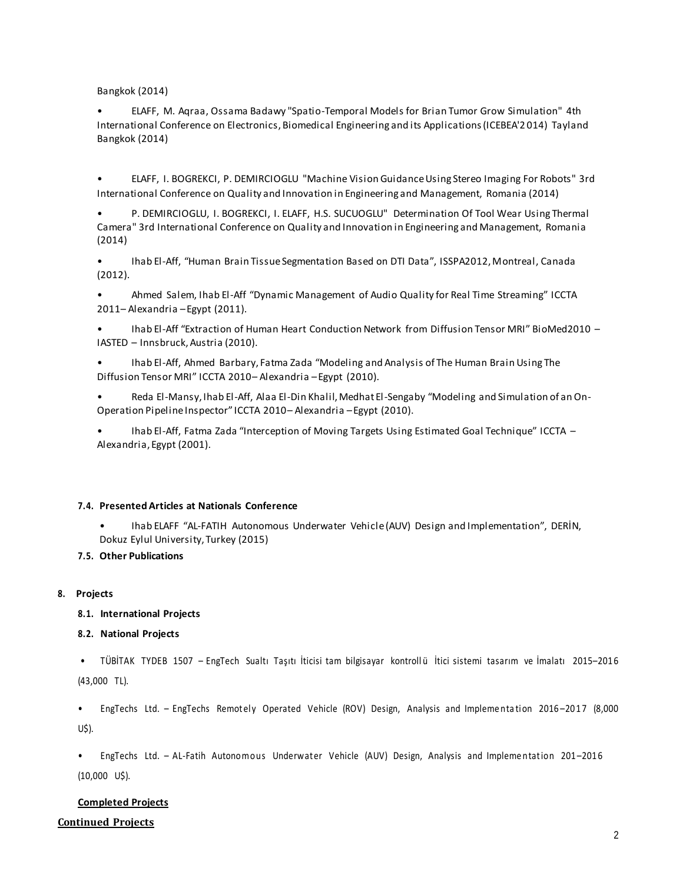Bangkok (2014)

- ELAFF, M. Aqraa, Ossama Badawy "Spatio-Temporal Models for Brian Tumor Grow Simulation" 4th International Conference on Electronics, Biomedical Engineering and its Applications (ICEBEA'2014) Tayland Bangkok (2014)

- ELAFF, I. BOGREKCI, P. DEMIRCIOGLU "Machine Vision Guidance Using Stereo Imaging For Robots" 3rd International Conference on Quality and Innovation in Engineering and Management, Romania (2014)

- P. DEMIRCIOGLU, I. BOGREKCI, I. ELAFF, H.S. SUCUOGLU" Determination Of Tool Wear Using Thermal Camera" 3rd International Conference on Quality and Innovation in Engineering and Management, Romania (2014)

- Ihab El-Aff, "Human Brain Tissue Segmentation Based on DTI Data", ISSPA2012, Montreal, Canada (2012).

- Ahmed Salem, Ihab El-Aff "Dynamic Management of Audio Quality for Real Time Streaming" ICCTA 2011– Alexandria – Egypt (2011).

- Ihab El-Aff "Extraction of Human Heart Conduction Network from Diffusion Tensor MRI" BioMed2010 – IASTED – Innsbruck, Austria (2010).

- Ihab El-Aff, Ahmed Barbary, Fatma Zada "Modeling and Analysis of The Human Brain Using The Diffusion Tensor MRI" ICCTA 2010– Alexandria – Egypt (2010).

- Reda El-Mansy, Ihab El-Aff, Alaa El-Din Khalil, Medhat El-Sengaby "Modeling and Simulation of an On-Operation Pipeline Inspector" ICCTA 2010– Alexandria – Egypt (2010).

- Ihab El-Aff, Fatma Zada "Interception of Moving Targets Using Estimated Goal Technique" ICCTA – Alexandria, Egypt (2001).

#### 7.4. Presented Articles at Nationals Conference

- Ihab ELAFF "AL-FATIH Autonomous Underwater Vehicle (AUV) Design and Implementation", DERİN, Dokuz Eylul University, Turkey (2015)

#### 7.5. Other Publications

### 8. Projects

#### 8.1. International Projects

#### 8.2. National Projects

- TÜBİTAK TYDEB 1507 – EngTech Sualtı Taşıtı İticisi tam bilgisayar kontrollü İtici sistemi tasarım ve İmalatı 2015–2016 (43,000 TL).

- EngTechs Ltd. – EngTechs Remotely Operated Vehicle (ROV) Design, Analysis and Implementation 2016–2017 (8,000 U$).

- EngTechs Ltd. – AL-Fatih Autonomous Underwater Vehicle (AUV) Design, Analysis and Implementation 201–2016 (10,000 U$).

**Completed Projects**

**Continued Projects**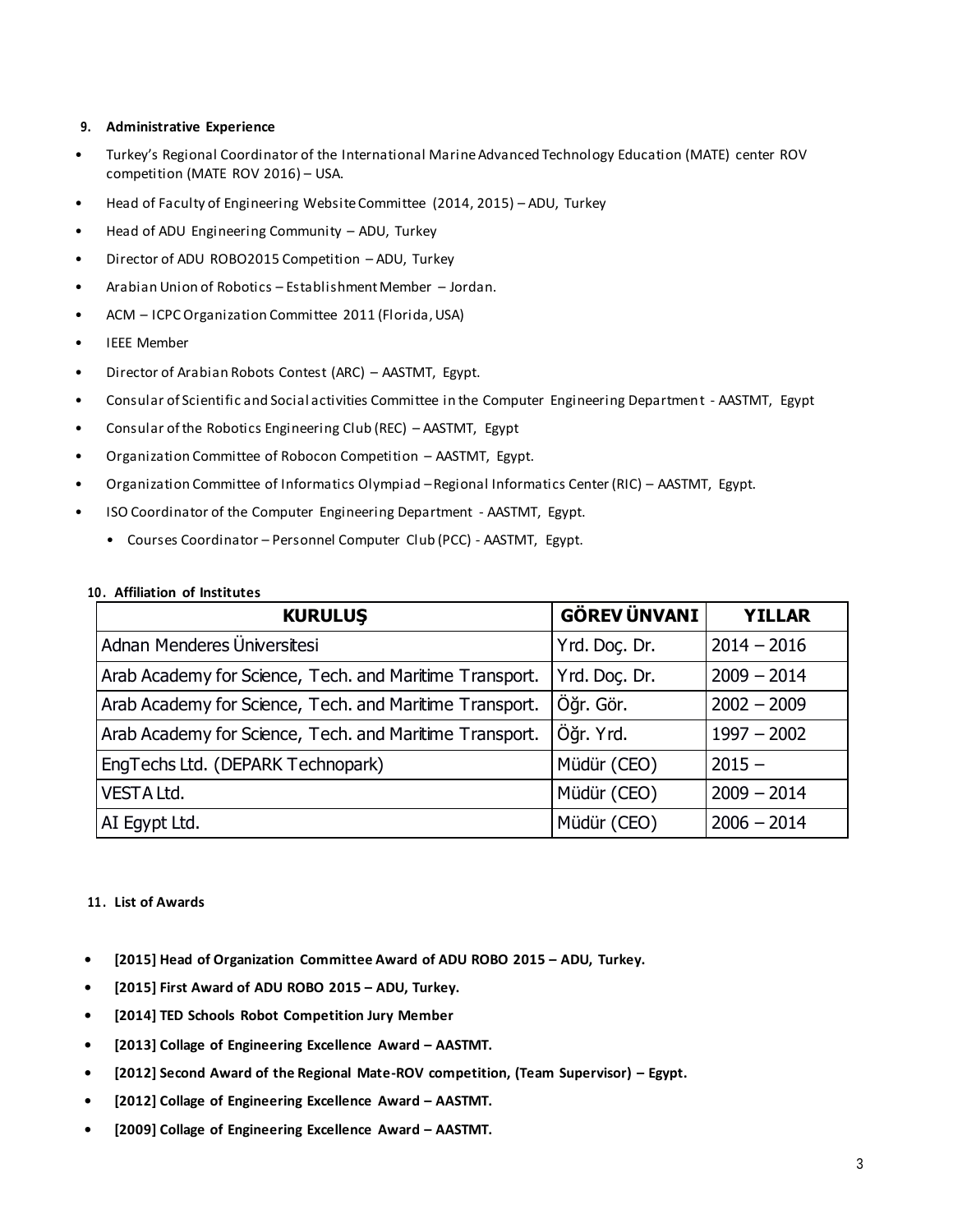## 9. Administrative Experience

- Turkey's Regional Coordinator of the International Marine Advanced Technology Education (MATE) center ROV competition (MATE ROV 2016) – USA.
- Head of Faculty of Engineering Website Committee (2014, 2015) – ADU, Turkey
- Head of ADU Engineering Community – ADU, Turkey
- Director of ADU ROBO2015 Competition – ADU, Turkey
- Arabian Union of Robotics – Establishment Member – Jordan.
- ACM – ICPC Organization Committee 2011 (Florida, USA)
- IEEE Member
- Director of Arabian Robots Contest (ARC) – AASTMT, Egypt.
- Consular of Scientific and Social activities Committee in the Computer Engineering Department - AASTMT, Egypt
- Consular of the Robotics Engineering Club (REC) – AASTMT, Egypt
- Organization Committee of Robocon Competition – AASTMT, Egypt.
- Organization Committee of Informatics Olympiad – Regional Informatics Center (RIC) – AASTMT, Egypt.
- ISO Coordinator of the Computer Engineering Department - AASTMT, Egypt.
    - Courses Coordinator – Personnel Computer Club (PCC) - AASTMT, Egypt.

## 10. Affiliation of Institutes

| KURULUŞ | GÖREV ÜNVANI | YILLAR |
|---|---|---|
| Adnan Menderes Üniversitesi | Yrd. Doç. Dr. | 2014 – 2016 |
| Arab Academy for Science, Tech. and Maritime Transport. | Yrd. Doç. Dr. | 2009 – 2014 |
| Arab Academy for Science, Tech. and Maritime Transport. | Öğr. Gör. | 2002 – 2009 |
| Arab Academy for Science, Tech. and Maritime Transport. | Öğr. Yrd. | 1997 – 2002 |
| EngTechs Ltd. (DEPARK Technopark) | Müdür (CEO) | 2015 – |
| VESTA Ltd. | Müdür (CEO) | 2009 – 2014 |
| AI Egypt Ltd. | Müdür (CEO) | 2006 – 2014 |

## 11. List of Awards

- **[2015] Head of Organization Committee Award of ADU ROBO 2015 – ADU, Turkey.**
- **[2015] First Award of ADU ROBO 2015 – ADU, Turkey.**
- **[2014] TED Schools Robot Competition Jury Member**
- **[2013] Collage of Engineering Excellence Award – AASTMT.**
- **[2012] Second Award of the Regional Mate-ROV competition, (Team Supervisor) – Egypt.**
- **[2012] Collage of Engineering Excellence Award – AASTMT.**
- **[2009] Collage of Engineering Excellence Award – AASTMT.**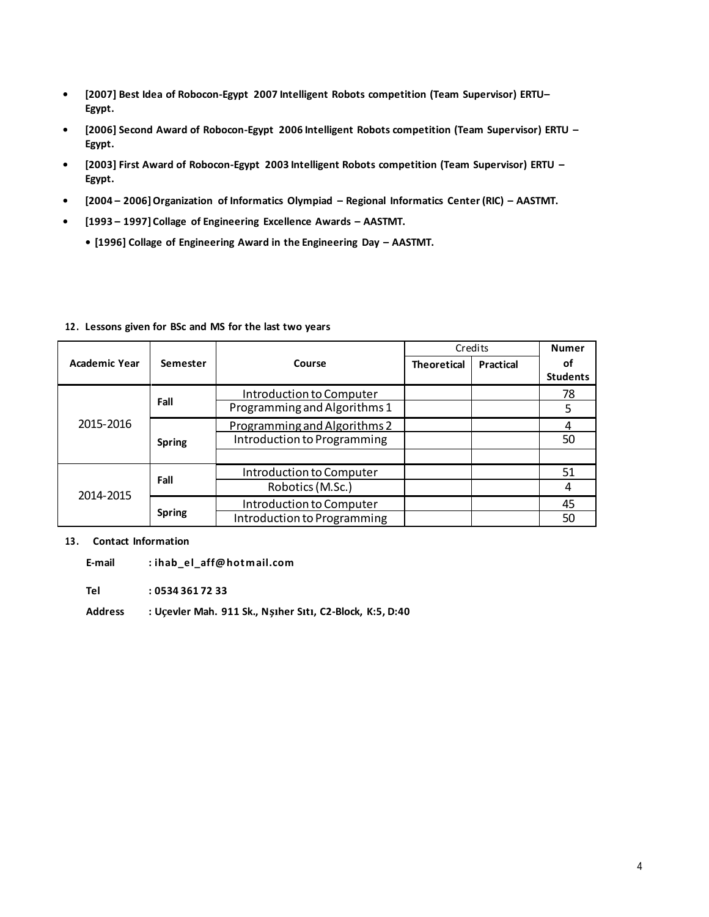- **[2007] Best Idea of Robocon-Egypt 2007 Intelligent Robots competition (Team Supervisor) ERTU– Egypt.**
- **[2006] Second Award of Robocon-Egypt 2006 Intelligent Robots competition (Team Supervisor) ERTU – Egypt.**
- **[2003] First Award of Robocon-Egypt 2003 Intelligent Robots competition (Team Supervisor) ERTU – Egypt.**
- **[2004 – 2006] Organization of Informatics Olympiad – Regional Informatics Center (RIC) – AASTMT.**
- **[1993 – 1997] Collage of Engineering Excellence Awards – AASTMT.**
  - **[1996] Collage of Engineering Award in the Engineering Day – AASTMT.**

**12. Lessons given for BSc and MS for the last two years**

| Academic Year | Semester | Course | Credits | | Numer of Students |
|---|---|---|---|---|---|
| | | | Theoretical | Practical | |
| 2015-2016 | Fall | Introduction to Computer | | | 78 |
| | | Programming and Algorithms 1 | | | 5 |
| | Spring | Programming and Algorithms 2 | | | 4 |
| | | Introduction to Programming | | | 50 |
| | | | | | |
| 2014-2015 | Fall | Introduction to Computer | | | 51 |
| | | Robotics (M.Sc.) | | | 4 |
| | Spring | Introduction to Computer | | | 45 |
| | | Introduction to Programming | | | 50 |

**13. Contact Information**

**E-mail : ihab_el_aff@hotmail.com**

**Tel : 0534 361 72 33**

**Address : Uçevler Mah. 911 Sk., Nşıher Sıtı, C2-Block, K:5, D:40**